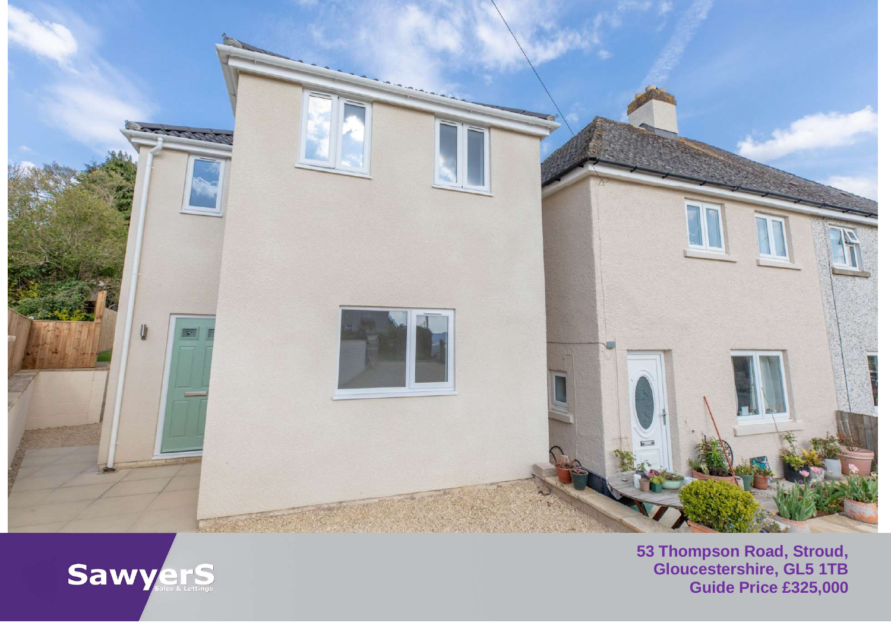SawyerS
Sales & Lettings

**53 Thompson Road, Stroud, Gloucestershire, GL5 1TB**
**Guide Price £325,000**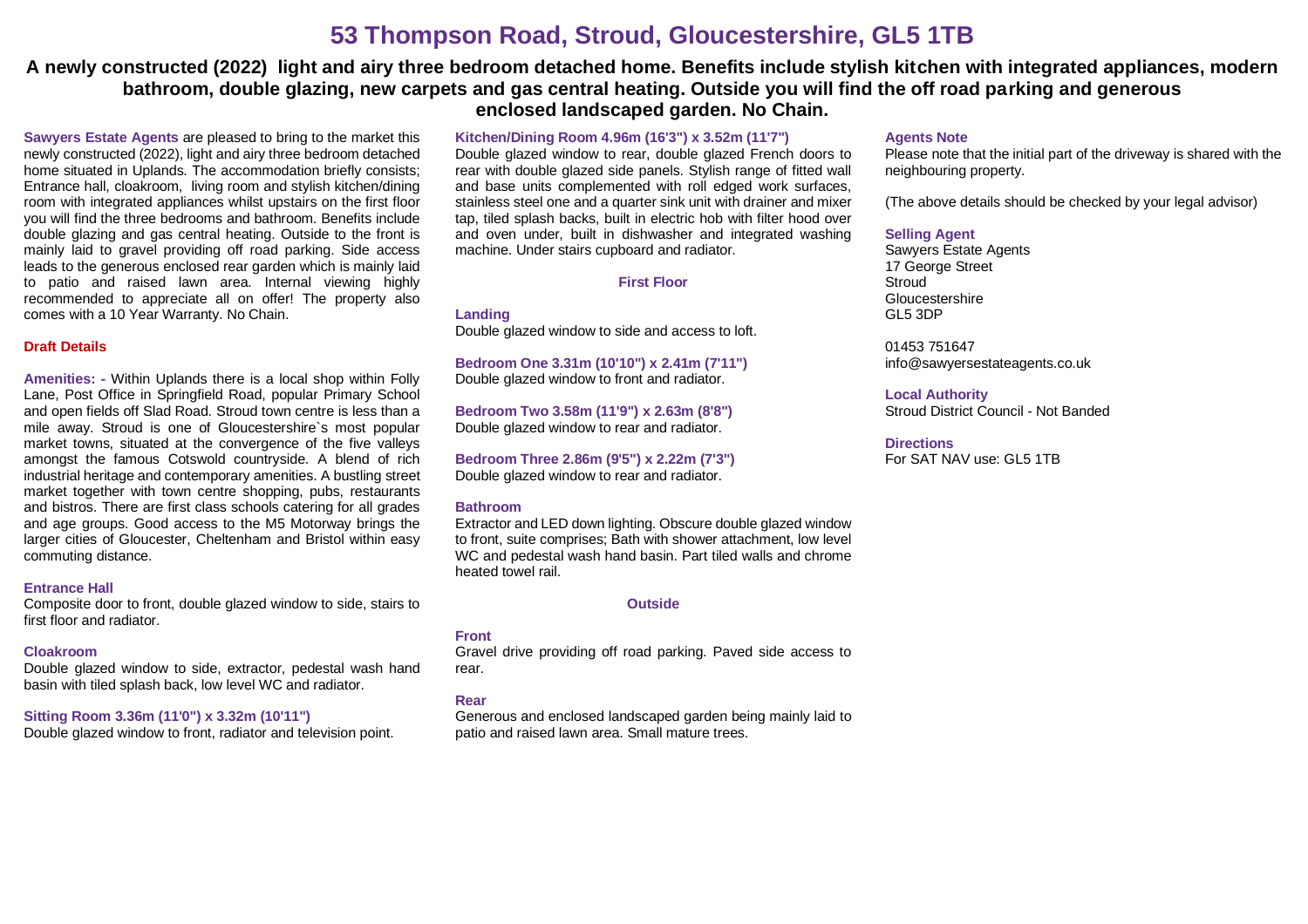# 53 Thompson Road, Stroud, Gloucestershire, GL5 1TB

**A newly constructed (2022) light and airy three bedroom detached home. Benefits include stylish kitchen with integrated appliances, modern bathroom, double glazing, new carpets and gas central heating. Outside you will find the off road parking and generous enclosed landscaped garden. No Chain.**

**Sawyers Estate Agents** are pleased to bring to the market this newly constructed (2022), light and airy three bedroom detached home situated in Uplands. The accommodation briefly consists; Entrance hall, cloakroom, living room and stylish kitchen/dining room with integrated appliances whilst upstairs on the first floor you will find the three bedrooms and bathroom. Benefits include double glazing and gas central heating. Outside to the front is mainly laid to gravel providing off road parking. Side access leads to the generous enclosed rear garden which is mainly laid to patio and raised lawn area. Internal viewing highly recommended to appreciate all on offer! The property also comes with a 10 Year Warranty. No Chain.

**Draft Details**

**Amenities: -** Within Uplands there is a local shop within Folly Lane, Post Office in Springfield Road, popular Primary School and open fields off Slad Road. Stroud town centre is less than a mile away. Stroud is one of Gloucestershire`s most popular market towns, situated at the convergence of the five valleys amongst the famous Cotswold countryside. A blend of rich industrial heritage and contemporary amenities. A bustling street market together with town centre shopping, pubs, restaurants and bistros. There are first class schools catering for all grades and age groups. Good access to the M5 Motorway brings the larger cities of Gloucester, Cheltenham and Bristol within easy commuting distance.

**Entrance Hall**
Composite door to front, double glazed window to side, stairs to first floor and radiator.

**Cloakroom**
Double glazed window to side, extractor, pedestal wash hand basin with tiled splash back, low level WC and radiator.

**Sitting Room 3.36m (11'0") x 3.32m (10'11")**
Double glazed window to front, radiator and television point.

**Kitchen/Dining Room 4.96m (16'3") x 3.52m (11'7")**
Double glazed window to rear, double glazed French doors to rear with double glazed side panels. Stylish range of fitted wall and base units complemented with roll edged work surfaces, stainless steel one and a quarter sink unit with drainer and mixer tap, tiled splash backs, built in electric hob with filter hood over and oven under, built in dishwasher and integrated washing machine. Under stairs cupboard and radiator.

**First Floor**

**Landing**
Double glazed window to side and access to loft.

**Bedroom One 3.31m (10'10") x 2.41m (7'11")**
Double glazed window to front and radiator.

**Bedroom Two 3.58m (11'9") x 2.63m (8'8")**
Double glazed window to rear and radiator.

**Bedroom Three 2.86m (9'5") x 2.22m (7'3")**
Double glazed window to rear and radiator.

**Bathroom**
Extractor and LED down lighting. Obscure double glazed window to front, suite comprises; Bath with shower attachment, low level WC and pedestal wash hand basin. Part tiled walls and chrome heated towel rail.

**Outside**

**Front**
Gravel drive providing off road parking. Paved side access to rear.

**Rear**
Generous and enclosed landscaped garden being mainly laid to patio and raised lawn area. Small mature trees.

**Agents Note**
Please note that the initial part of the driveway is shared with the neighbouring property.

(The above details should be checked by your legal advisor)

**Selling Agent**
Sawyers Estate Agents
17 George Street
Stroud
Gloucestershire
GL5 3DP

01453 751647
info@sawyersestateagents.co.uk

**Local Authority**
Stroud District Council - Not Banded

**Directions**
For SAT NAV use: GL5 1TB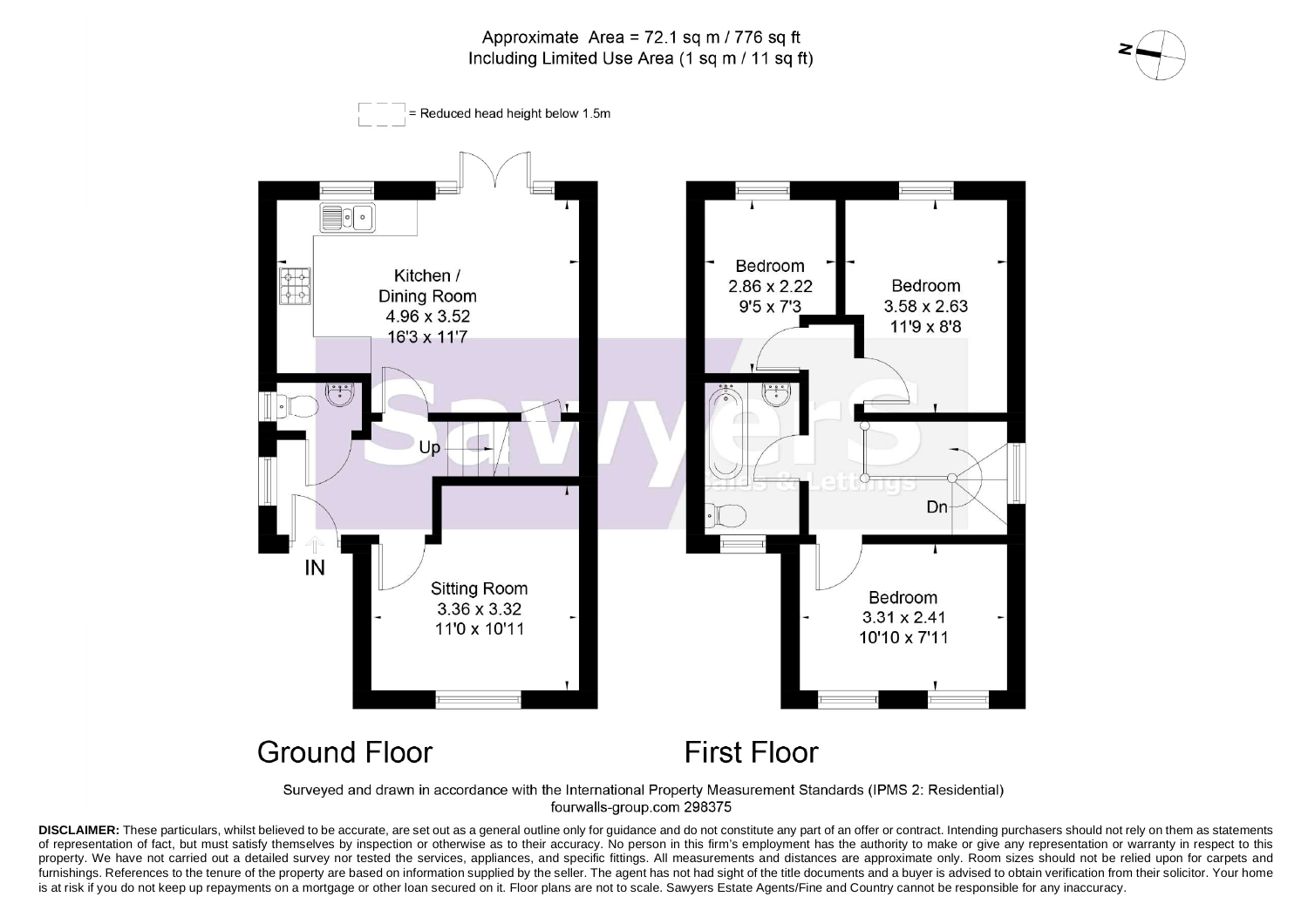Approximate Area = 72.1 sq m / 776 sq ft
Including Limited Use Area (1 sq m / 11 sq ft)

= Reduced head height below 1.5m

## Ground Floor

Kitchen / Dining Room
4.96 x 3.52
16'3 x 11'7

Up

IN

Sitting Room
3.36 x 3.32
11'0 x 10'11

## First Floor

Bedroom
2.86 x 2.22
9'5 x 7'3

Bedroom
3.58 x 2.63
11'9 x 8'8

Dn

Bedroom
3.31 x 2.41
10'10 x 7'11

Surveyed and drawn in accordance with the International Property Measurement Standards (IPMS 2: Residential)
fourwalls-group.com 298375

**DISCLAIMER:** These particulars, whilst believed to be accurate, are set out as a general outline only for guidance and do not constitute any part of an offer or contract. Intending purchasers should not rely on them as statements of representation of fact, but must satisfy themselves by inspection or otherwise as to their accuracy. No person in this firm's employment has the authority to make or give any representation or warranty in respect to this property. We have not carried out a detailed survey nor tested the services, appliances, and specific fittings. All measurements and distances are approximate only. Room sizes should not be relied upon for carpets and furnishings. References to the tenure of the property are based on information supplied by the seller. The agent has not had sight of the title documents and a buyer is advised to obtain verification from their solicitor. Your home is at risk if you do not keep up repayments on a mortgage or other loan secured on it. Floor plans are not to scale. Sawyers Estate Agents/Fine and Country cannot be responsible for any inaccuracy.